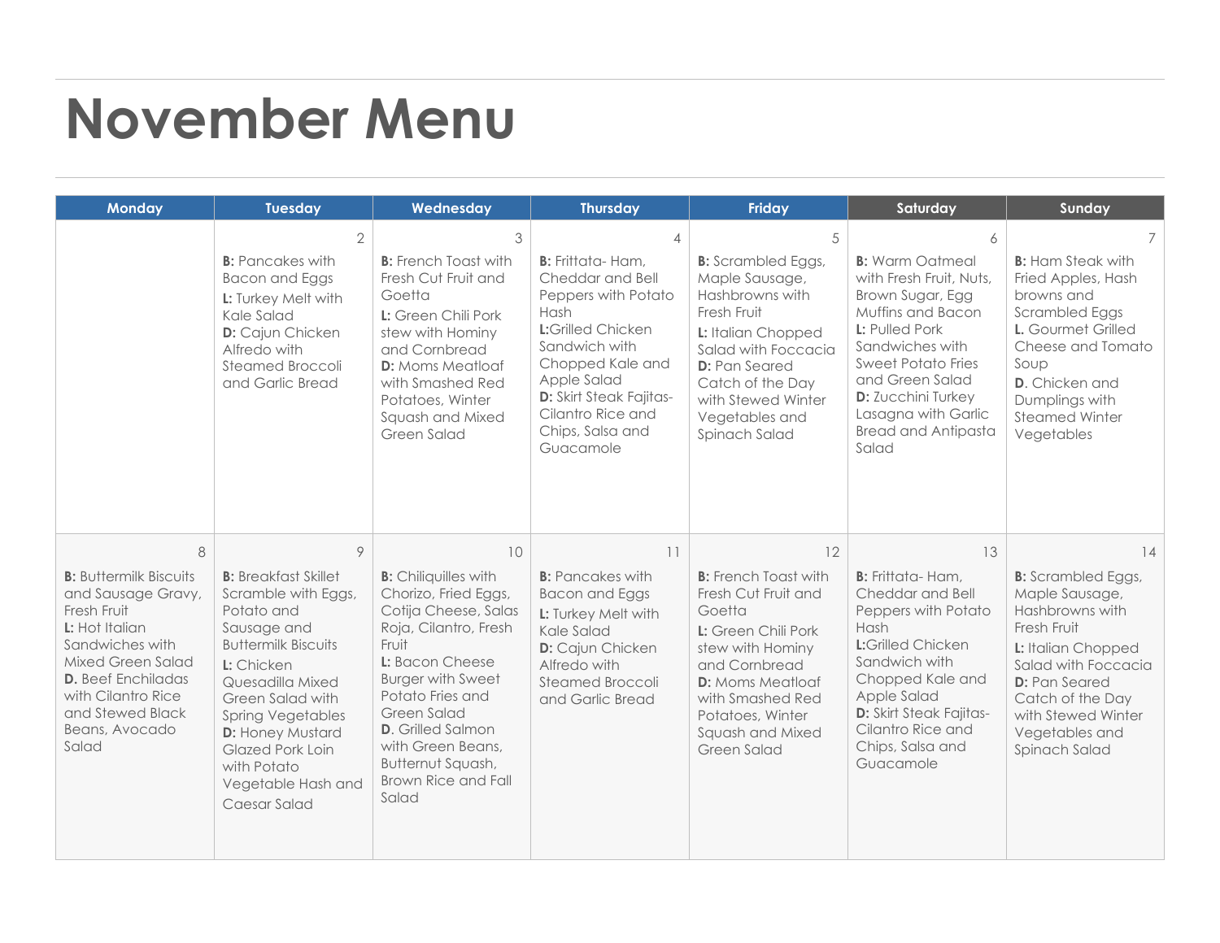# November Menu

| Monday | Tuesday | Wednesday | Thursday | Friday | Saturday | Sunday |
|---|---|---|---|---|---|---|
| | 2<br>**B:** Pancakes with Bacon and Eggs<br>**L:** Turkey Melt with Kale Salad<br>**D:** Cajun Chicken Alfredo with Steamed Broccoli and Garlic Bread | 3<br>**B:** French Toast with Fresh Cut Fruit and Goetta<br>**L:** Green Chili Pork stew with Hominy and Cornbread<br>**D:** Moms Meatloaf with Smashed Red Potatoes, Winter Squash and Mixed Green Salad | 4<br>**B:** Frittata- Ham, Cheddar and Bell Peppers with Potato Hash<br>**L:**Grilled Chicken Sandwich with Chopped Kale and Apple Salad<br>**D:** Skirt Steak Fajitas- Cilantro Rice and Chips, Salsa and Guacamole | 5<br>**B:** Scrambled Eggs, Maple Sausage, Hashbrowns with Fresh Fruit<br>**L:** Italian Chopped Salad with Foccacia<br>**D:** Pan Seared Catch of the Day with Stewed Winter Vegetables and Spinach Salad | 6<br>**B:** Warm Oatmeal with Fresh Fruit, Nuts, Brown Sugar, Egg Muffins and Bacon<br>**L:** Pulled Pork Sandwiches with Sweet Potato Fries and Green Salad<br>**D:** Zucchini Turkey Lasagna with Garlic Bread and Antipasta Salad | 7<br>**B:** Ham Steak with Fried Apples, Hash browns and Scrambled Eggs<br>**L.** Gourmet Grilled Cheese and Tomato Soup<br>**D.** Chicken and Dumplings with Steamed Winter Vegetables |
| 8<br>**B:** Buttermilk Biscuits and Sausage Gravy, Fresh Fruit<br>**L:** Hot Italian Sandwiches with Mixed Green Salad<br>**D.** Beef Enchiladas with Cilantro Rice and Stewed Black Beans, Avocado Salad | 9<br>**B:** Breakfast Skillet Scramble with Eggs, Potato and Sausage and Buttermilk Biscuits<br>**L:** Chicken Quesadilla Mixed Green Salad with Spring Vegetables<br>**D:** Honey Mustard Glazed Pork Loin with Potato Vegetable Hash and Caesar Salad | 10<br>**B:** Chiliquilles with Chorizo, Fried Eggs, Cotija Cheese, Salas Roja, Cilantro, Fresh Fruit<br>**L:** Bacon Cheese Burger with Sweet Potato Fries and Green Salad<br>**D.** Grilled Salmon with Green Beans, Butternut Squash, Brown Rice and Fall Salad | 11<br>**B:** Pancakes with Bacon and Eggs<br>**L:** Turkey Melt with Kale Salad<br>**D:** Cajun Chicken Alfredo with Steamed Broccoli and Garlic Bread | 12<br>**B:** French Toast with Fresh Cut Fruit and Goetta<br>**L:** Green Chili Pork stew with Hominy and Cornbread<br>**D:** Moms Meatloaf with Smashed Red Potatoes, Winter Squash and Mixed Green Salad | 13<br>**B:** Frittata- Ham, Cheddar and Bell Peppers with Potato Hash<br>**L:**Grilled Chicken Sandwich with Chopped Kale and Apple Salad<br>**D:** Skirt Steak Fajitas- Cilantro Rice and Chips, Salsa and Guacamole | 14<br>**B:** Scrambled Eggs, Maple Sausage, Hashbrowns with Fresh Fruit<br>**L:** Italian Chopped Salad with Foccacia<br>**D:** Pan Seared Catch of the Day with Stewed Winter Vegetables and Spinach Salad |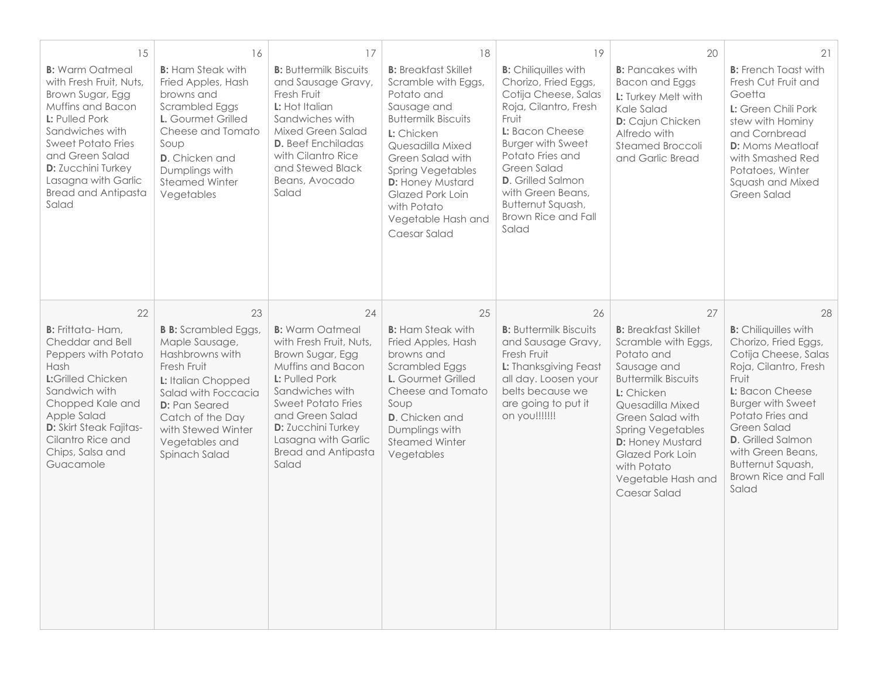| 15 | 16 | 17 | 18 | 19 | 20 | 21 |
|---|---|---|---|---|---|---|
| **B:** Warm Oatmeal with Fresh Fruit, Nuts, Brown Sugar, Egg Muffins and Bacon **L:** Pulled Pork Sandwiches with Sweet Potato Fries and Green Salad **D:** Zucchini Turkey Lasagna with Garlic Bread and Antipasta Salad | **B:** Ham Steak with Fried Apples, Hash browns and Scrambled Eggs **L.** Gourmet Grilled Cheese and Tomato Soup **D**. Chicken and Dumplings with Steamed Winter Vegetables | **B:** Buttermilk Biscuits and Sausage Gravy, Fresh Fruit **L:** Hot Italian Sandwiches with Mixed Green Salad **D.** Beef Enchiladas with Cilantro Rice and Stewed Black Beans, Avocado Salad | **B:** Breakfast Skillet Scramble with Eggs, Potato and Sausage and Buttermilk Biscuits **L:** Chicken Quesadilla Mixed Green Salad with Spring Vegetables **D:** Honey Mustard Glazed Pork Loin with Potato Vegetable Hash and Caesar Salad | **B:** Chiliquilles with Chorizo, Fried Eggs, Cotija Cheese, Salas Roja, Cilantro, Fresh Fruit **L:** Bacon Cheese Burger with Sweet Potato Fries and Green Salad **D**. Grilled Salmon with Green Beans, Butternut Squash, Brown Rice and Fall Salad | **B:** Pancakes with Bacon and Eggs **L:** Turkey Melt with Kale Salad **D:** Cajun Chicken Alfredo with Steamed Broccoli and Garlic Bread | **B:** French Toast with Fresh Cut Fruit and Goetta **L:** Green Chili Pork stew with Hominy and Cornbread **D:** Moms Meatloaf with Smashed Red Potatoes, Winter Squash and Mixed Green Salad |
| **22** | **23** | **24** | **25** | **26** | **27** | **28** |
| **B:** Frittata- Ham, Cheddar and Bell Peppers with Potato Hash **L:**Grilled Chicken Sandwich with Chopped Kale and Apple Salad **D:** Skirt Steak Fajitas- Cilantro Rice and Chips, Salsa and Guacamole | **B B:** Scrambled Eggs, Maple Sausage, Hashbrowns with Fresh Fruit **L:** Italian Chopped Salad with Foccacia **D:** Pan Seared Catch of the Day with Stewed Winter Vegetables and Spinach Salad | **B:** Warm Oatmeal with Fresh Fruit, Nuts, Brown Sugar, Egg Muffins and Bacon **L:** Pulled Pork Sandwiches with Sweet Potato Fries and Green Salad **D:** Zucchini Turkey Lasagna with Garlic Bread and Antipasta Salad | **B:** Ham Steak with Fried Apples, Hash browns and Scrambled Eggs **L.** Gourmet Grilled Cheese and Tomato Soup **D**. Chicken and Dumplings with Steamed Winter Vegetables | **B:** Buttermilk Biscuits and Sausage Gravy, Fresh Fruit **L:** Thanksgiving Feast all day. Loosen your belts because we are going to put it on you!!!!!!! | **B:** Breakfast Skillet Scramble with Eggs, Potato and Sausage and Buttermilk Biscuits **L:** Chicken Quesadilla Mixed Green Salad with Spring Vegetables **D:** Honey Mustard Glazed Pork Loin with Potato Vegetable Hash and Caesar Salad | **B:** Chiliquilles with Chorizo, Fried Eggs, Cotija Cheese, Salas Roja, Cilantro, Fresh Fruit **L:** Bacon Cheese Burger with Sweet Potato Fries and Green Salad **D**. Grilled Salmon with Green Beans, Butternut Squash, Brown Rice and Fall Salad |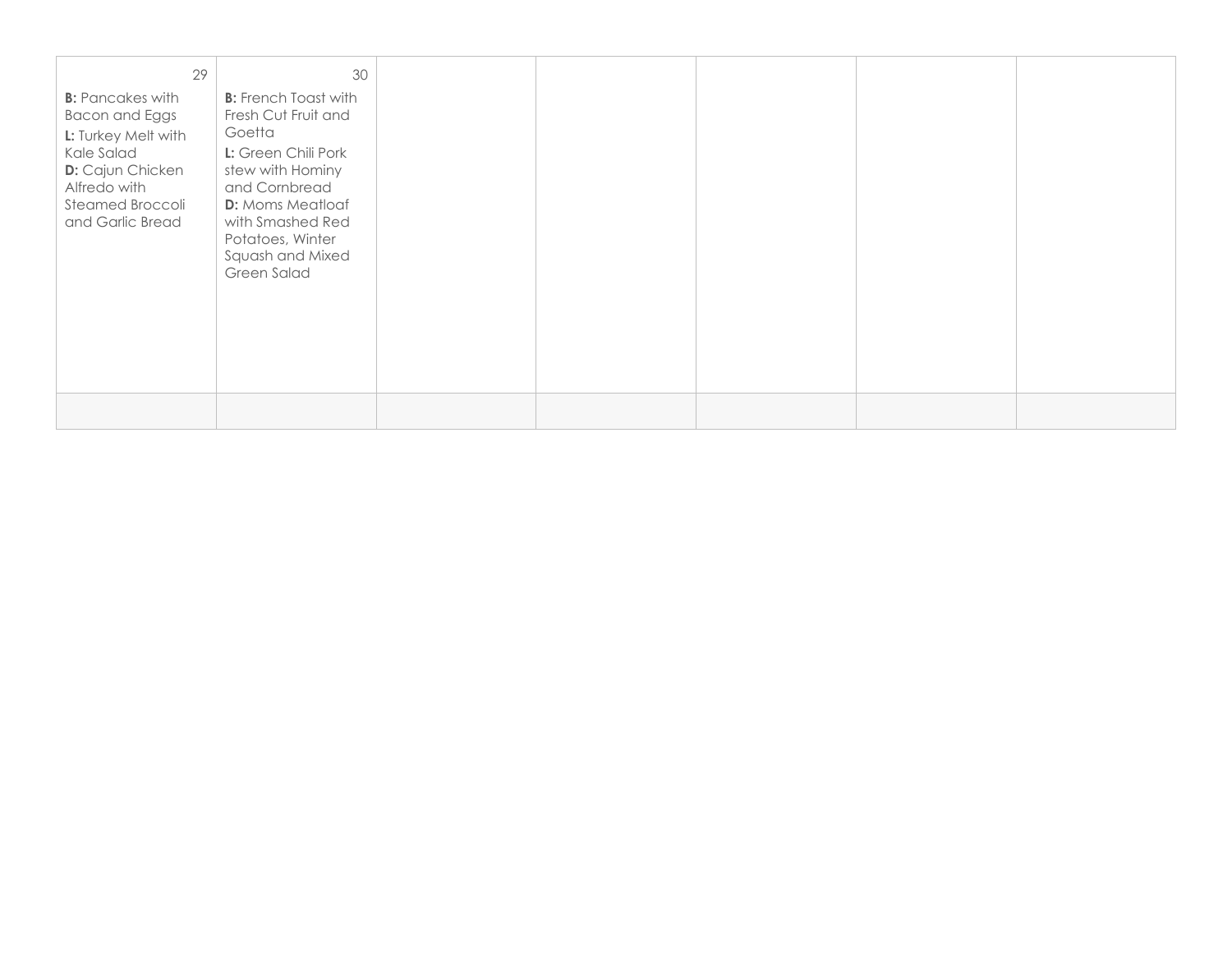| | | | | | | |
|---|---|---|---|---|---|---|
| 29<br>**B:** Pancakes with Bacon and Eggs<br>**L:** Turkey Melt with Kale Salad<br>**D:** Cajun Chicken Alfredo with Steamed Broccoli and Garlic Bread | 30<br>**B:** French Toast with Fresh Cut Fruit and Goetta<br>**L:** Green Chili Pork stew with Hominy and Cornbread<br>**D:** Moms Meatloaf with Smashed Red Potatoes, Winter Squash and Mixed Green Salad | | | | | |
| | | | | | | |